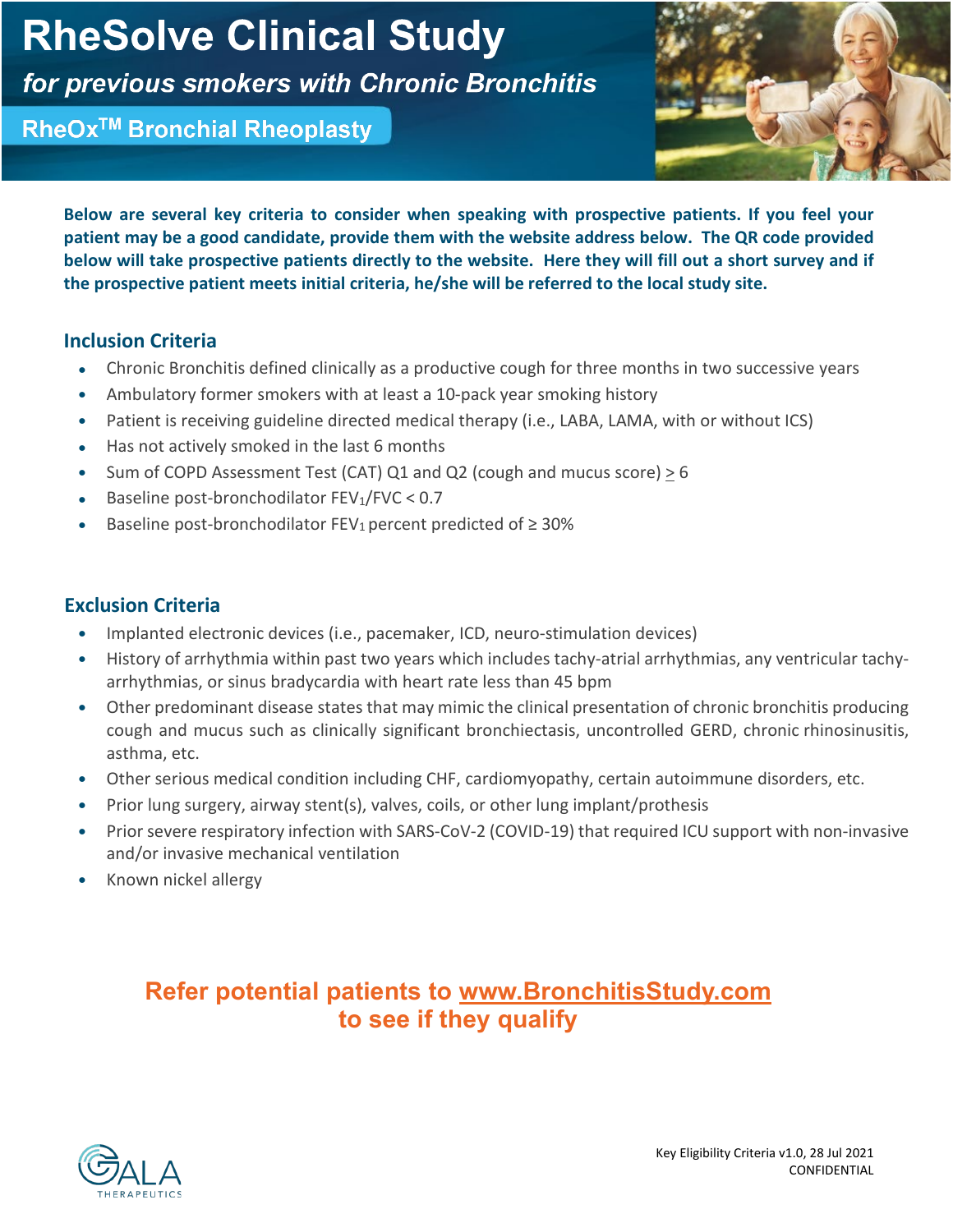# RheSolve Clinical Study

## *for previous smokers with Chronic Bronchitis*

### RheOx[TM] Bronchial Rheoplasty

**Below are several key criteria to consider when speaking with prospective patients. If you feel your patient may be a good candidate, provide them with the website address below. The QR code provided below will take prospective patients directly to the website. Here they will fill out a short survey and if the prospective patient meets initial criteria, he/she will be referred to the local study site.**

## Inclusion Criteria

- Chronic Bronchitis defined clinically as a productive cough for three months in two successive years
- Ambulatory former smokers with at least a 10-pack year smoking history
- Patient is receiving guideline directed medical therapy (i.e., LABA, LAMA, with or without ICS)
- Has not actively smoked in the last 6 months
- Sum of COPD Assessment Test (CAT) Q1 and Q2 (cough and mucus score) $\geq$ 6
- Baseline post-bronchodilator $FEV_1/FVC < 0.7$
- Baseline post-bronchodilator $FEV_1$ percent predicted of $\geq 30\%$

## Exclusion Criteria

- Implanted electronic devices (i.e., pacemaker, ICD, neuro-stimulation devices)
- History of arrhythmia within past two years which includes tachy-atrial arrhythmias, any ventricular tachy-arrhythmias, or sinus bradycardia with heart rate less than 45 bpm
- Other predominant disease states that may mimic the clinical presentation of chronic bronchitis producing cough and mucus such as clinically significant bronchiectasis, uncontrolled GERD, chronic rhinosinusitis, asthma, etc.
- Other serious medical condition including CHF, cardiomyopathy, certain autoimmune disorders, etc.
- Prior lung surgery, airway stent(s), valves, coils, or other lung implant/prothesis
- Prior severe respiratory infection with SARS-CoV-2 (COVID-19) that required ICU support with non-invasive and/or invasive mechanical ventilation
- Known nickel allergy

**Refer potential patients to [www.BronchitisStudy.com](http://www.BronchitisStudy.com) to see if they qualify**

GALA THERAPEUTICS

Key Eligibility Criteria v1.0, 28 Jul 2021
CONFIDENTIAL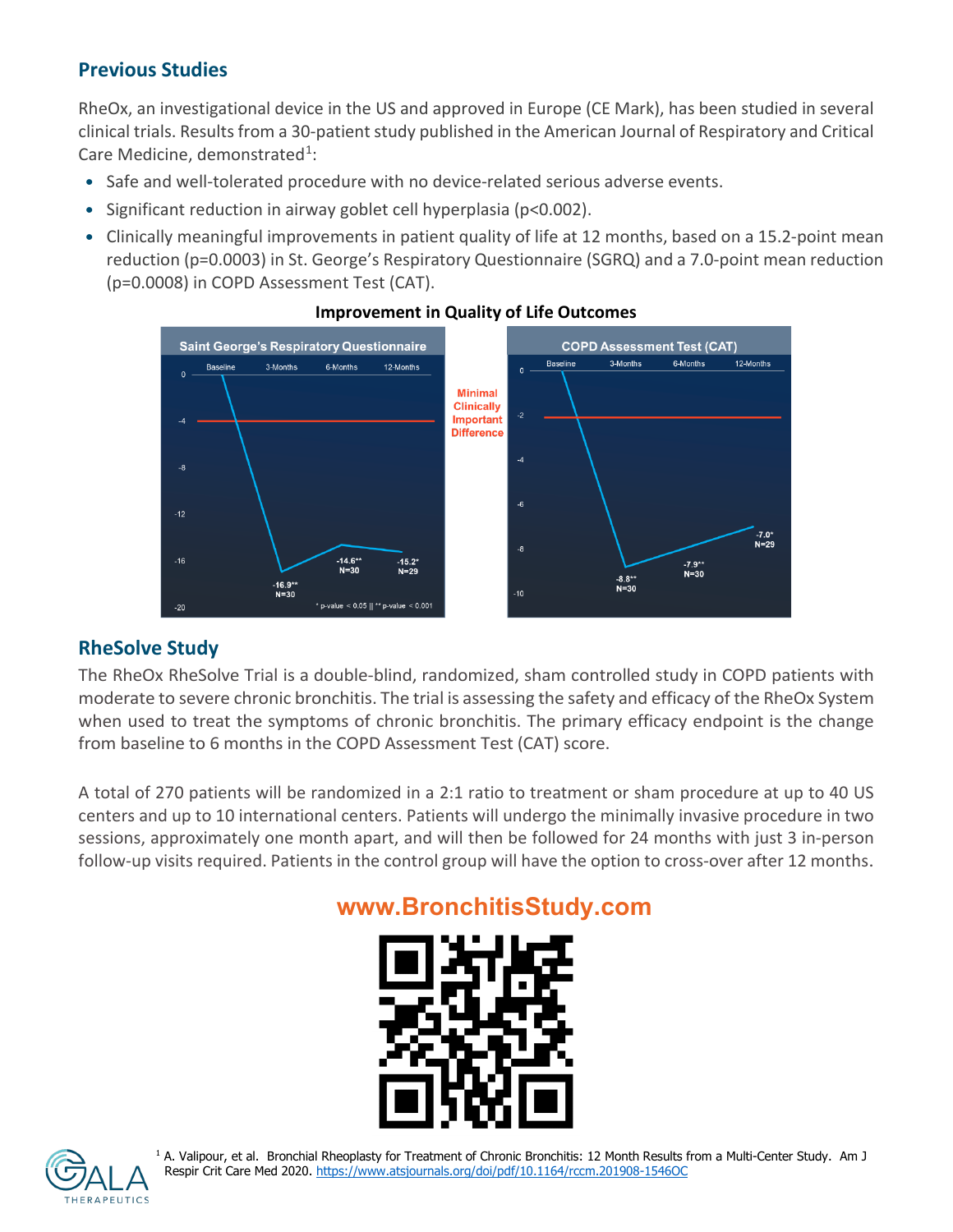## Previous Studies

RheOx, an investigational device in the US and approved in Europe (CE Mark), has been studied in several clinical trials. Results from a 30-patient study published in the American Journal of Respiratory and Critical Care Medicine, demonstrated[1]:

- Safe and well-tolerated procedure with no device-related serious adverse events.
- Significant reduction in airway goblet cell hyperplasia ($p<0.002$).
- Clinically meaningful improvements in patient quality of life at 12 months, based on a 15.2-point mean reduction ($p=0.0003$) in St. George's Respiratory Questionnaire (SGRQ) and a 7.0-point mean reduction ($p=0.0008$) in COPD Assessment Test (CAT).

**Improvement in Quality of Life Outcomes**

Saint George's Respiratory Questionnaire

Baseline 3-Months 6-Months 12-Months

0
-4
-8
-12
-16
-20

-16.9**
N=30

-14.6**
N=30

-15.2*
N=29

* p-value < 0.05 || ** p-value < 0.001

Minimal Clinically Important Difference

COPD Assessment Test (CAT)

Baseline 3-Months 6-Months 12-Months

0
-2
-4
-6
-8
-10

-8.8**
N=30

-7.9**
N=30

-7.0*
N=29

## RheSolve Study

The RheOx RheSolve Trial is a double-blind, randomized, sham controlled study in COPD patients with moderate to severe chronic bronchitis. The trial is assessing the safety and efficacy of the RheOx System when used to treat the symptoms of chronic bronchitis. The primary efficacy endpoint is the change from baseline to 6 months in the COPD Assessment Test (CAT) score.

A total of 270 patients will be randomized in a 2:1 ratio to treatment or sham procedure at up to 40 US centers and up to 10 international centers. Patients will undergo the minimally invasive procedure in two sessions, approximately one month apart, and will then be followed for 24 months with just 3 in-person follow-up visits required. Patients in the control group will have the option to cross-over after 12 months.

**www.BronchitisStudy.com**

GALA THERAPEUTICS

[1] A. Valipour, et al. Bronchial Rheoplasty for Treatment of Chronic Bronchitis: 12 Month Results from a Multi-Center Study. Am J Respir Crit Care Med 2020. https://www.atsjournals.org/doi/pdf/10.1164/rccm.201908-1546OC